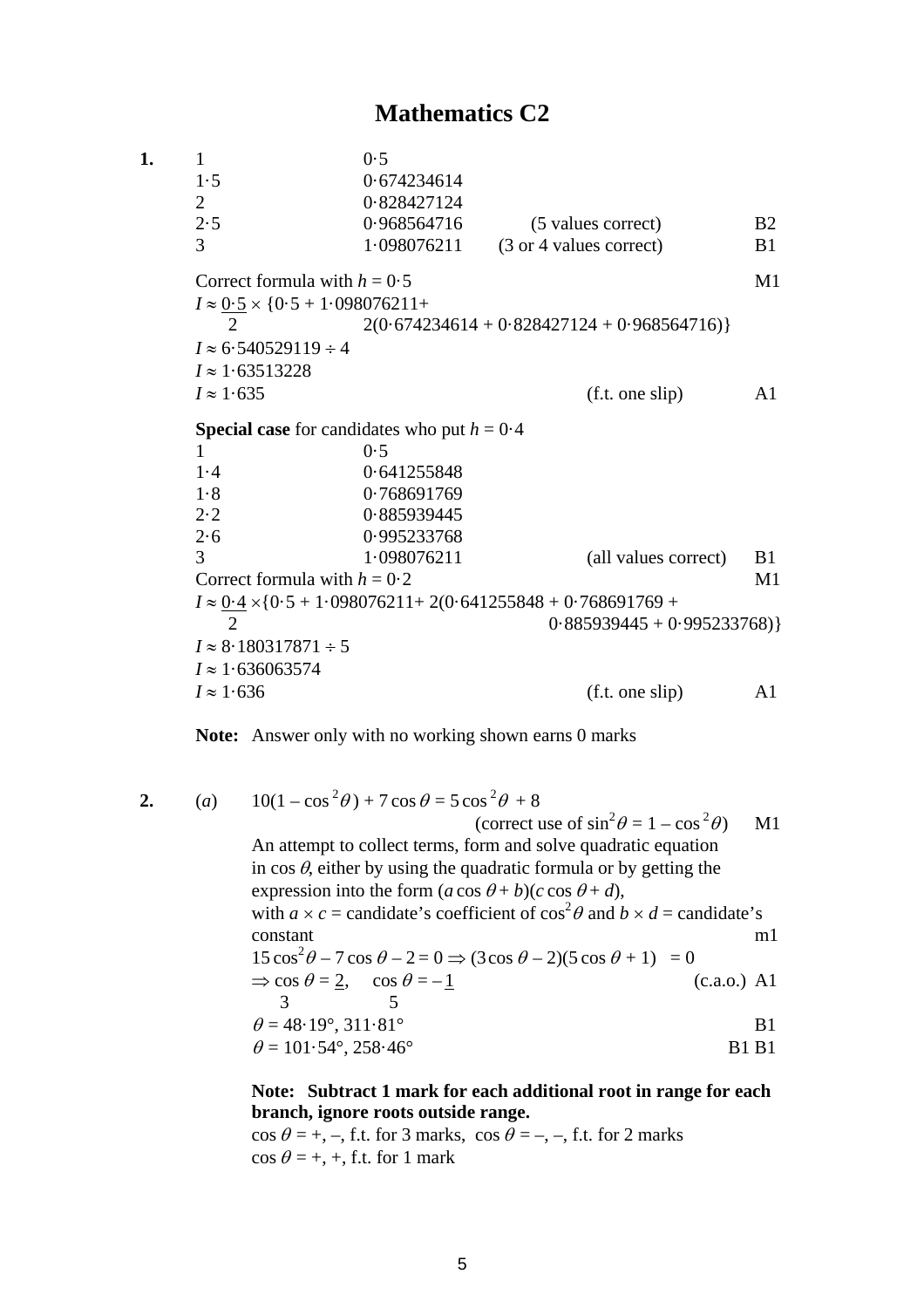# Mathematics C2

**1.**

| | | | |
|---|---|---|---|
| 1 | 0·5 | | |
| 1·5 | 0·674234614 | | |
| 2 | 0·828427124 | | |
| 2·5 | 0·968564716 | (5 values correct) | B2 |
| 3 | 1·098076211 | (3 or 4 values correct) | B1 |

Correct formula with $h = 0{\cdot}5$ — M1

$I \approx \frac{0{\cdot}5}{2} \times \{0{\cdot}5 + 1{\cdot}098076211 + 2(0{\cdot}674234614 + 0{\cdot}828427124 + 0{\cdot}968564716)\}$

$I \approx 6{\cdot}540529119 \div 4$

$I \approx 1{\cdot}63513228$

$I \approx 1{\cdot}635$ (f.t. one slip) — A1

**Special case** for candidates who put $h = 0{\cdot}4$

| | | | |
|---|---|---|---|
| 1 | 0·5 | | |
| 1·4 | 0·641255848 | | |
| 1·8 | 0·768691769 | | |
| 2·2 | 0·885939445 | | |
| 2·6 | 0·995233768 | | |
| 3 | 1·098076211 | (all values correct) | B1 |

Correct formula with $h = 0{\cdot}2$ — M1

$I \approx \frac{0{\cdot}4}{2} \times \{0{\cdot}5 + 1{\cdot}098076211 + 2(0{\cdot}641255848 + 0{\cdot}768691769 + 0{\cdot}885939445 + 0{\cdot}995233768)\}$

$I \approx 8{\cdot}180317871 \div 5$

$I \approx 1{\cdot}636063574$

$I \approx 1{\cdot}636$ (f.t. one slip) — A1

**Note:** Answer only with no working shown earns 0 marks

**2.** (*a*) $10(1 - \cos^2\theta) + 7\cos\theta = 5\cos^2\theta + 8$

(correct use of $\sin^2\theta = 1 - \cos^2\theta$) — M1

An attempt to collect terms, form and solve quadratic equation in $\cos\theta$, either by using the quadratic formula or by getting the expression into the form $(a\cos\theta + b)(c\cos\theta + d)$, with $a \times c$ = candidate's coefficient of $\cos^2\theta$ and $b \times d$ = candidate's constant — m1

$15\cos^2\theta - 7\cos\theta - 2 = 0 \Rightarrow (3\cos\theta - 2)(5\cos\theta + 1) = 0$

$\Rightarrow \cos\theta = \frac{2}{3}, \quad \cos\theta = -\frac{1}{5}$ (c.a.o.) — A1

$\theta = 48{\cdot}19°, 311{\cdot}81°$ — B1

$\theta = 101{\cdot}54°, 258{\cdot}46°$ — B1 B1

**Note: Subtract 1 mark for each additional root in range for each branch, ignore roots outside range.**

$\cos\theta$ = +, –, f.t. for 3 marks, $\cos\theta$ = –, –, f.t. for 2 marks

$\cos\theta$ = +, +, f.t. for 1 mark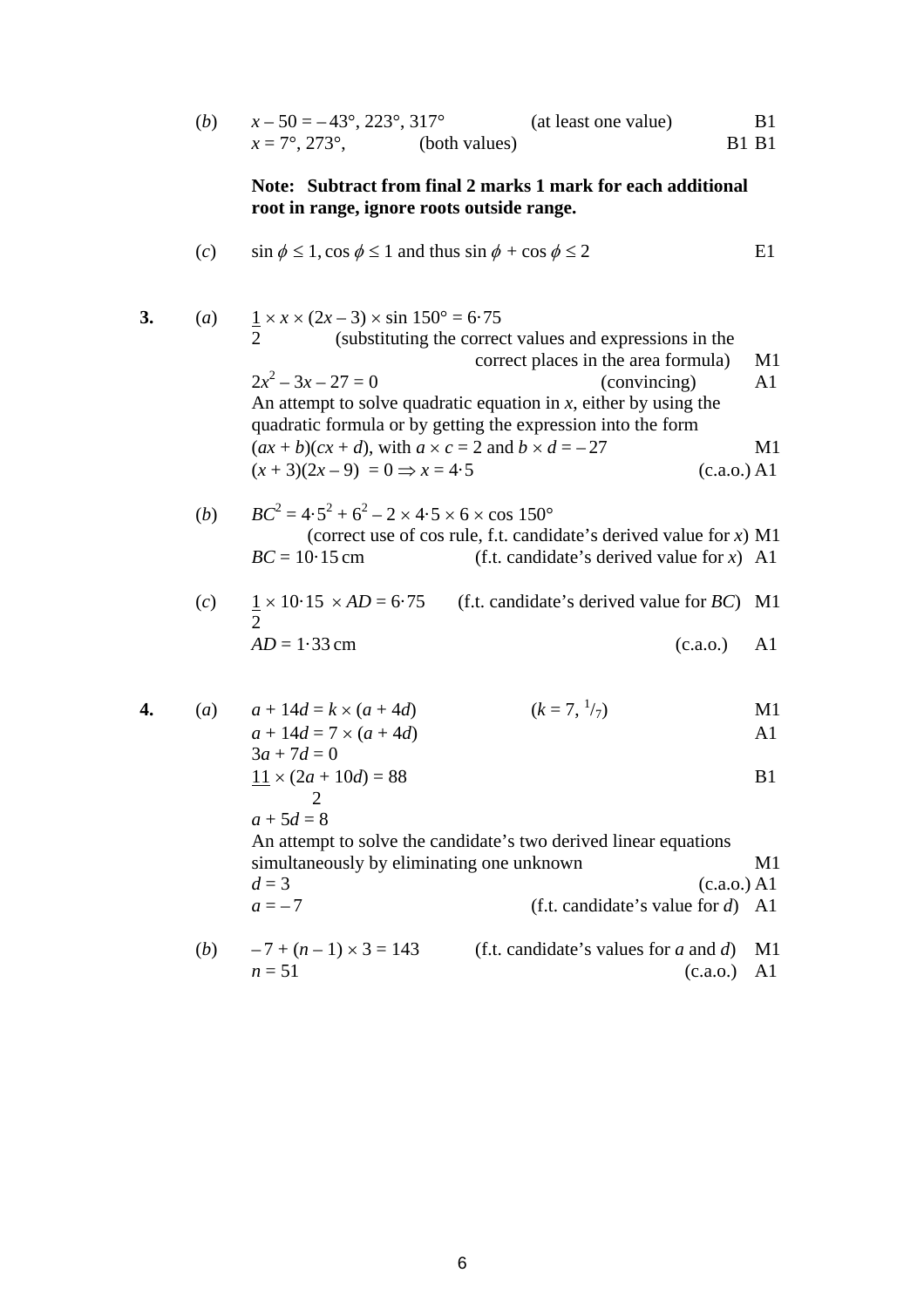(*b*) $x - 50 = -43°, 223°, 317°$ (at least one value) B1

$x = 7°, 273°,$ (both values) B1 B1

**Note: Subtract from final 2 marks 1 mark for each additional root in range, ignore roots outside range.**

(*c*) $\sin \phi \leq 1, \cos \phi \leq 1$ and thus $\sin \phi + \cos \phi \leq 2$ E1

**3.** (*a*) $\frac{1}{2} \times x \times (2x - 3) \times \sin 150° = 6{\cdot}75$

(substituting the correct values and expressions in the correct places in the area formula) M1

$2x^2 - 3x - 27 = 0$ (convincing) A1

An attempt to solve quadratic equation in $x$, either by using the quadratic formula or by getting the expression into the form $(ax + b)(cx + d)$, with $a \times c = 2$ and $b \times d = -27$ M1

$(x + 3)(2x - 9) = 0 \Rightarrow x = 4{\cdot}5$ (c.a.o.) A1

(*b*) $BC^2 = 4{\cdot}5^2 + 6^2 - 2 \times 4{\cdot}5 \times 6 \times \cos 150°$

(correct use of cos rule, f.t. candidate's derived value for $x$) M1

$BC = 10{\cdot}15$ cm (f.t. candidate's derived value for $x$) A1

(*c*) $\frac{1}{2} \times 10{\cdot}15 \times AD = 6{\cdot}75$ (f.t. candidate's derived value for $BC$) M1

$AD = 1{\cdot}33$ cm (c.a.o.) A1

**4.** (*a*) $a + 14d = k \times (a + 4d)$ ($k = 7, {}^1/_7$) M1

$a + 14d = 7 \times (a + 4d)$ A1

$3a + 7d = 0$

$\frac{11}{2} \times (2a + 10d) = 88$ B1

$a + 5d = 8$

An attempt to solve the candidate's two derived linear equations simultaneously by eliminating one unknown M1

$d = 3$ (c.a.o.) A1

$a = -7$ (f.t. candidate's value for $d$) A1

(*b*) $-7 + (n - 1) \times 3 = 143$ (f.t. candidate's values for $a$ and $d$) M1

$n = 51$ (c.a.o.) A1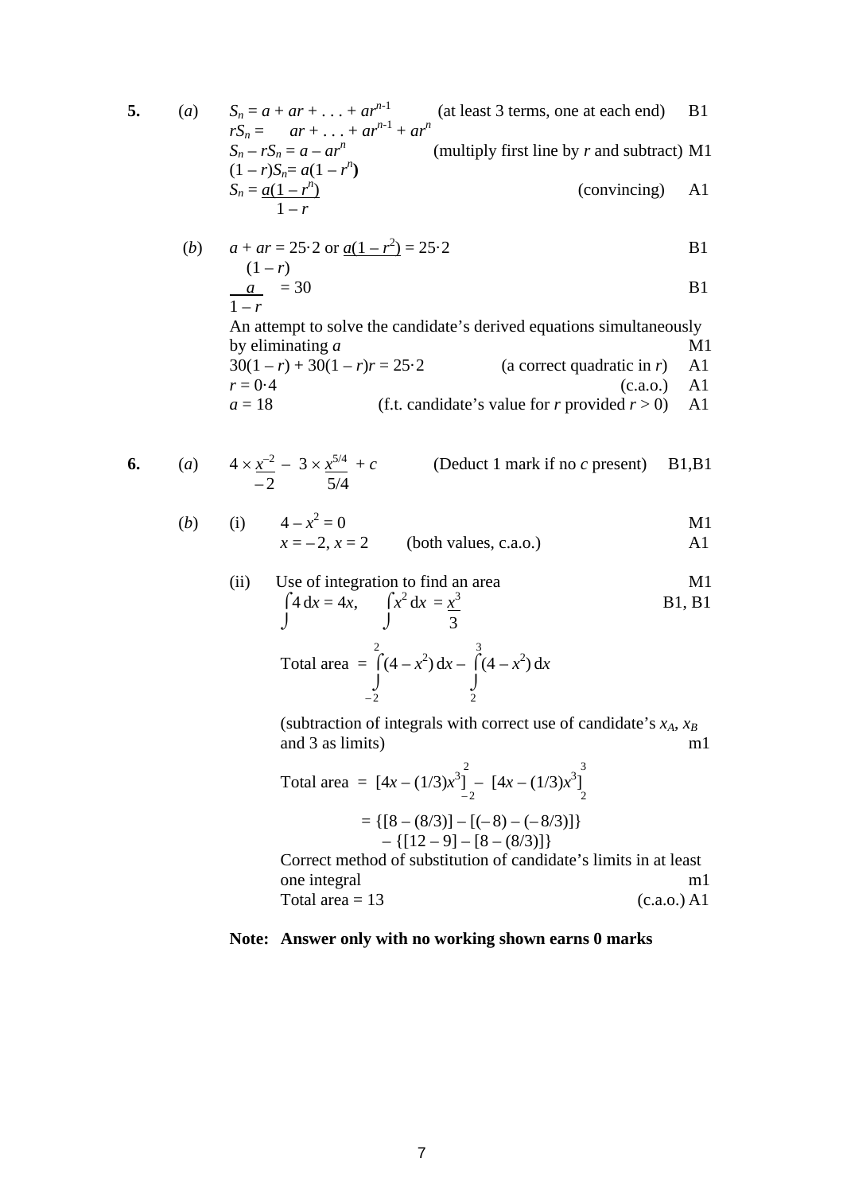**5.** (*a*) $S_n = a + ar + \ldots + ar^{n-1}$ (at least 3 terms, one at each end) B1

$rS_n = \quad ar + \ldots + ar^{n-1} + ar^n$

$S_n - rS_n = a - ar^n$ (multiply first line by *r* and subtract) M1

$(1 - r)S_n = a(1 - r^n)$

$S_n = \dfrac{a(1 - r^n)}{1 - r}$ (convincing) A1

(*b*) $a + ar = 25{\cdot}2$ or $\dfrac{a(1 - r^2)}{(1 - r)} = 25{\cdot}2$ B1

$\dfrac{a}{1 - r} = 30$ B1

An attempt to solve the candidate's derived equations simultaneously by eliminating *a* M1

$30(1 - r) + 30(1 - r)r = 25{\cdot}2$ (a correct quadratic in *r*) A1

$r = 0{\cdot}4$ (c.a.o.) A1

$a = 18$ (f.t. candidate's value for *r* provided $r > 0$) A1

**6.** (*a*) $4 \times \dfrac{x^{-2}}{-2} - 3 \times \dfrac{x^{5/4}}{5/4} + c$ (Deduct 1 mark if no *c* present) B1,B1

(*b*) (i) $4 - x^2 = 0$ M1

$x = -2, x = 2$ (both values, c.a.o.) A1

(ii) Use of integration to find an area M1

$\int 4 \, dx = 4x, \quad \int x^2 \, dx = \dfrac{x^3}{3}$ B1, B1

$$\text{Total area} = \int_{-2}^{2} (4 - x^2)\, dx - \int_{2}^{3} (4 - x^2)\, dx$$

(subtraction of integrals with correct use of candidate's $x_A$, $x_B$ and 3 as limits) m1

$$\text{Total area} = [4x - (1/3)x^3]_{-2}^{2} - [4x - (1/3)x^3]_{2}^{3}$$

$$= \{[8 - (8/3)] - [(-8) - (-8/3)]\} - \{[12 - 9] - [8 - (8/3)]\}$$

Correct method of substitution of candidate's limits in at least one integral m1

Total area = 13 (c.a.o.) A1

**Note: Answer only with no working shown earns 0 marks**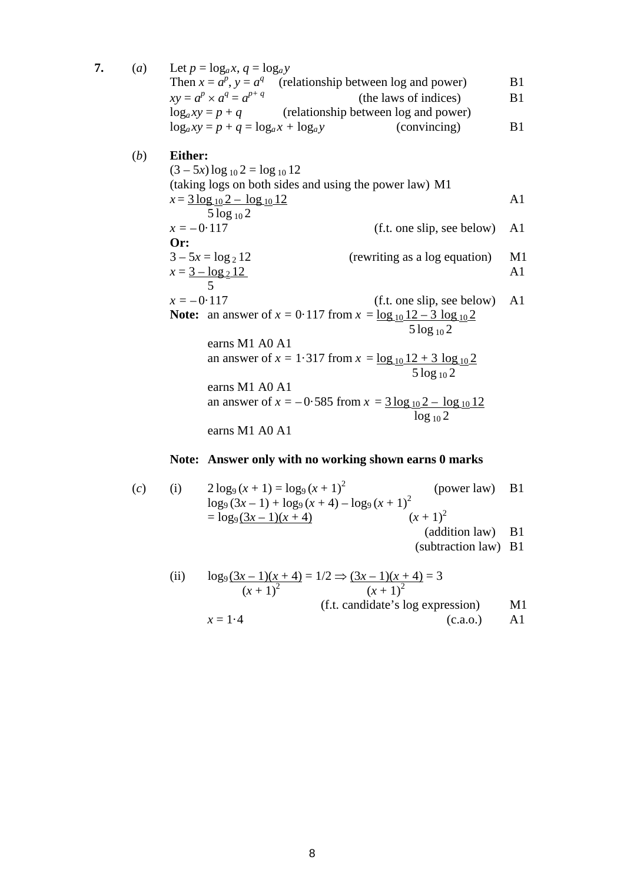**7.** (*a*) Let $p = \log_a x$, $q = \log_a y$

Then $x = a^p$, $y = a^q$ (relationship between log and power) B1

$xy = a^p \times a^q = a^{p+q}$ (the laws of indices) B1

$\log_a xy = p + q$ (relationship between log and power)

$\log_a xy = p + q = \log_a x + \log_a y$ (convincing) B1

(*b*) **Either:**

$(3 - 5x)\log_{10} 2 = \log_{10} 12$

(taking logs on both sides and using the power law) M1

$x = \dfrac{3\log_{10} 2 - \log_{10} 12}{5\log_{10} 2}$ A1

$x = -0{\cdot}117$ (f.t. one slip, see below) A1

**Or:**

$3 - 5x = \log_2 12$ (rewriting as a log equation) M1

$x = \dfrac{3 - \log_2 12}{5}$ A1

$x = -0{\cdot}117$ (f.t. one slip, see below) A1

**Note:** an answer of $x = 0{\cdot}117$ from $x = \dfrac{\log_{10} 12 - 3\log_{10} 2}{5\log_{10} 2}$

earns M1 A0 A1

an answer of $x = 1{\cdot}317$ from $x = \dfrac{\log_{10} 12 + 3\log_{10} 2}{5\log_{10} 2}$

earns M1 A0 A1

an answer of $x = -0{\cdot}585$ from $x = \dfrac{3\log_{10} 2 - \log_{10} 12}{\log_{10} 2}$

earns M1 A0 A1

**Note: Answer only with no working shown earns 0 marks**

(*c*) (i) $2\log_9 (x + 1) = \log_9 (x + 1)^2$ (power law) B1

$\log_9 (3x - 1) + \log_9 (x + 4) - \log_9 (x + 1)^2$

$= \log_9 \dfrac{(3x - 1)(x + 4)}{(x + 1)^2}$

(addition law) B1

(subtraction law) B1

(ii) $\log_9 \dfrac{(3x - 1)(x + 4)}{(x + 1)^2} = 1/2 \Rightarrow \dfrac{(3x - 1)(x + 4)}{(x + 1)^2} = 3$

(f.t. candidate's log expression) M1

$x = 1{\cdot}4$ (c.a.o.) A1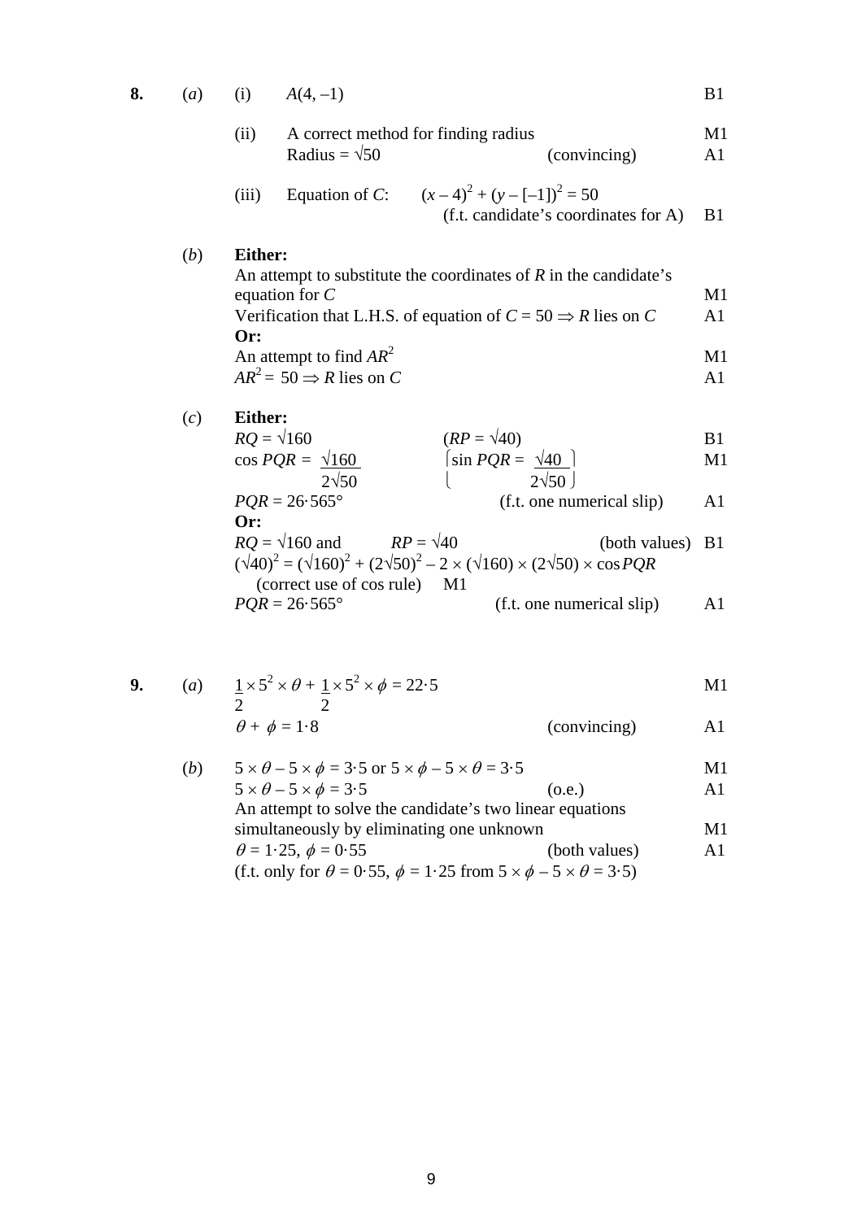**8.** (*a*) (i) $A(4, -1)$ B1

(ii) A correct method for finding radius M1
Radius = $\sqrt{50}$ (convincing) A1

(iii) Equation of *C*: $(x - 4)^2 + (y - [-1])^2 = 50$
(f.t. candidate's coordinates for A) B1

(*b*) **Either:**
An attempt to substitute the coordinates of *R* in the candidate's equation for *C* M1
Verification that L.H.S. of equation of *C* = 50 $\Rightarrow$ *R* lies on *C* A1
**Or:**
An attempt to find $AR^2$ M1
$AR^2 = 50 \Rightarrow R$ lies on *C* A1

(*c*) **Either:**
$RQ = \sqrt{160}$ $(RP = \sqrt{40})$ B1
$\cos PQR = \dfrac{\sqrt{160}}{2\sqrt{50}}$ $\left(\sin PQR = \dfrac{\sqrt{40}}{2\sqrt{50}}\right)$ M1
$PQR = 26{\cdot}565°$ (f.t. one numerical slip) A1
**Or:**
$RQ = \sqrt{160}$ and $RP = \sqrt{40}$ (both values) B1
$(\sqrt{40})^2 = (\sqrt{160})^2 + (2\sqrt{50})^2 - 2 \times (\sqrt{160}) \times (2\sqrt{50}) \times \cos PQR$
(correct use of cos rule) M1
$PQR = 26{\cdot}565°$ (f.t. one numerical slip) A1

**9.** (*a*) $\dfrac{1}{2} \times 5^2 \times \theta + \dfrac{1}{2} \times 5^2 \times \phi = 22{\cdot}5$ M1
$\theta + \phi = 1{\cdot}8$ (convincing) A1

(*b*) $5 \times \theta - 5 \times \phi = 3{\cdot}5$ or $5 \times \phi - 5 \times \theta = 3{\cdot}5$ M1
$5 \times \theta - 5 \times \phi = 3{\cdot}5$ (o.e.) A1
An attempt to solve the candidate's two linear equations simultaneously by eliminating one unknown M1
$\theta = 1{\cdot}25$, $\phi = 0{\cdot}55$ (both values) A1
(f.t. only for $\theta = 0{\cdot}55$, $\phi = 1{\cdot}25$ from $5 \times \phi - 5 \times \theta = 3{\cdot}5$)